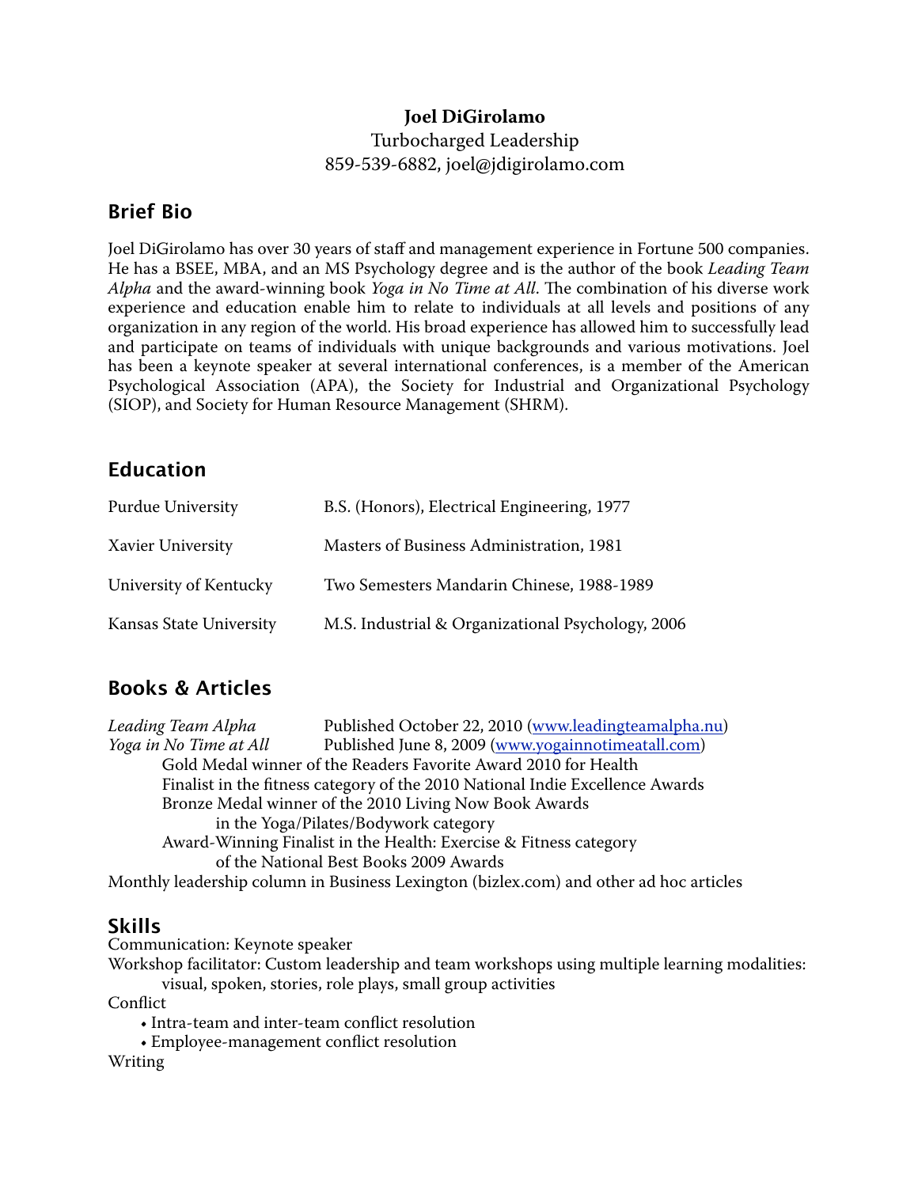**Joel DiGirolamo**
Turbocharged Leadership
859-539-6882, joel@jdigirolamo.com

## Brief Bio

Joel DiGirolamo has over 30 years of staff and management experience in Fortune 500 companies. He has a BSEE, MBA, and an MS Psychology degree and is the author of the book *Leading Team Alpha* and the award-winning book *Yoga in No Time at All.* The combination of his diverse work experience and education enable him to relate to individuals at all levels and positions of any organization in any region of the world. His broad experience has allowed him to successfully lead and participate on teams of individuals with unique backgrounds and various motivations. Joel has been a keynote speaker at several international conferences, is a member of the American Psychological Association (APA), the Society for Industrial and Organizational Psychology (SIOP), and Society for Human Resource Management (SHRM).

## Education

| | |
|---|---|
| Purdue University | B.S. (Honors), Electrical Engineering, 1977 |
| Xavier University | Masters of Business Administration, 1981 |
| University of Kentucky | Two Semesters Mandarin Chinese, 1988-1989 |
| Kansas State University | M.S. Industrial & Organizational Psychology, 2006 |

## Books & Articles

*Leading Team Alpha* — Published October 22, 2010 (www.leadingteamalpha.nu)

*Yoga in No Time at All* — Published June 8, 2009 (www.yogainnotimeatall.com)

- Gold Medal winner of the Readers Favorite Award 2010 for Health
- Finalist in the fitness category of the 2010 National Indie Excellence Awards
- Bronze Medal winner of the 2010 Living Now Book Awards in the Yoga/Pilates/Bodywork category
- Award-Winning Finalist in the Health: Exercise & Fitness category of the National Best Books 2009 Awards

Monthly leadership column in Business Lexington (bizlex.com) and other ad hoc articles

## Skills

Communication: Keynote speaker

Workshop facilitator: Custom leadership and team workshops using multiple learning modalities: visual, spoken, stories, role plays, small group activities

Conflict

- Intra-team and inter-team conflict resolution
- Employee-management conflict resolution

Writing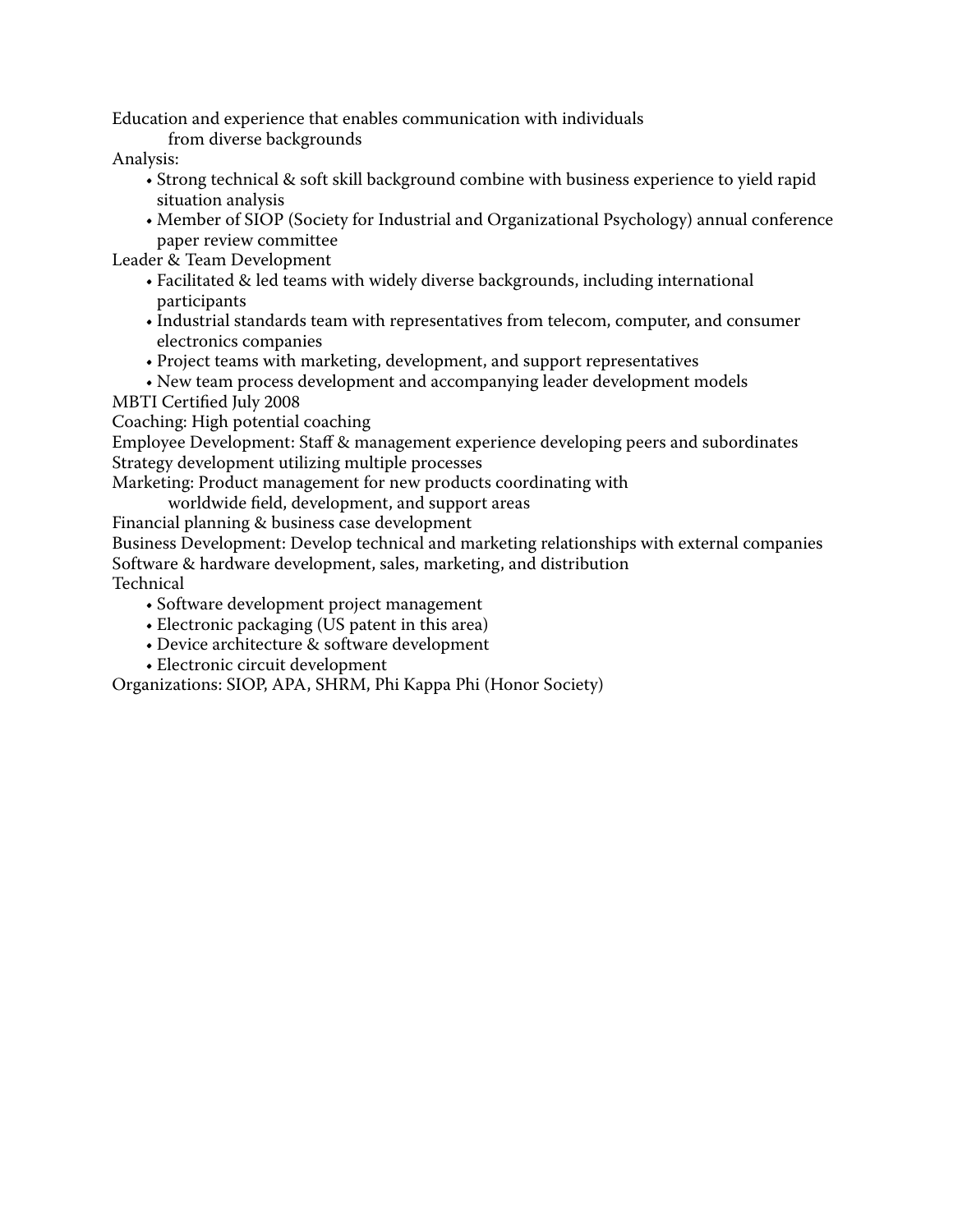Education and experience that enables communication with individuals
from diverse backgrounds

Analysis:

- Strong technical & soft skill background combine with business experience to yield rapid situation analysis
- Member of SIOP (Society for Industrial and Organizational Psychology) annual conference paper review committee

Leader & Team Development

- Facilitated & led teams with widely diverse backgrounds, including international participants
- Industrial standards team with representatives from telecom, computer, and consumer electronics companies
- Project teams with marketing, development, and support representatives
- New team process development and accompanying leader development models

MBTI Certified July 2008

Coaching: High potential coaching

Employee Development: Staff & management experience developing peers and subordinates

Strategy development utilizing multiple processes

Marketing: Product management for new products coordinating with
worldwide field, development, and support areas

Financial planning & business case development

Business Development: Develop technical and marketing relationships with external companies

Software & hardware development, sales, marketing, and distribution

Technical

- Software development project management
- Electronic packaging (US patent in this area)
- Device architecture & software development
- Electronic circuit development

Organizations: SIOP, APA, SHRM, Phi Kappa Phi (Honor Society)